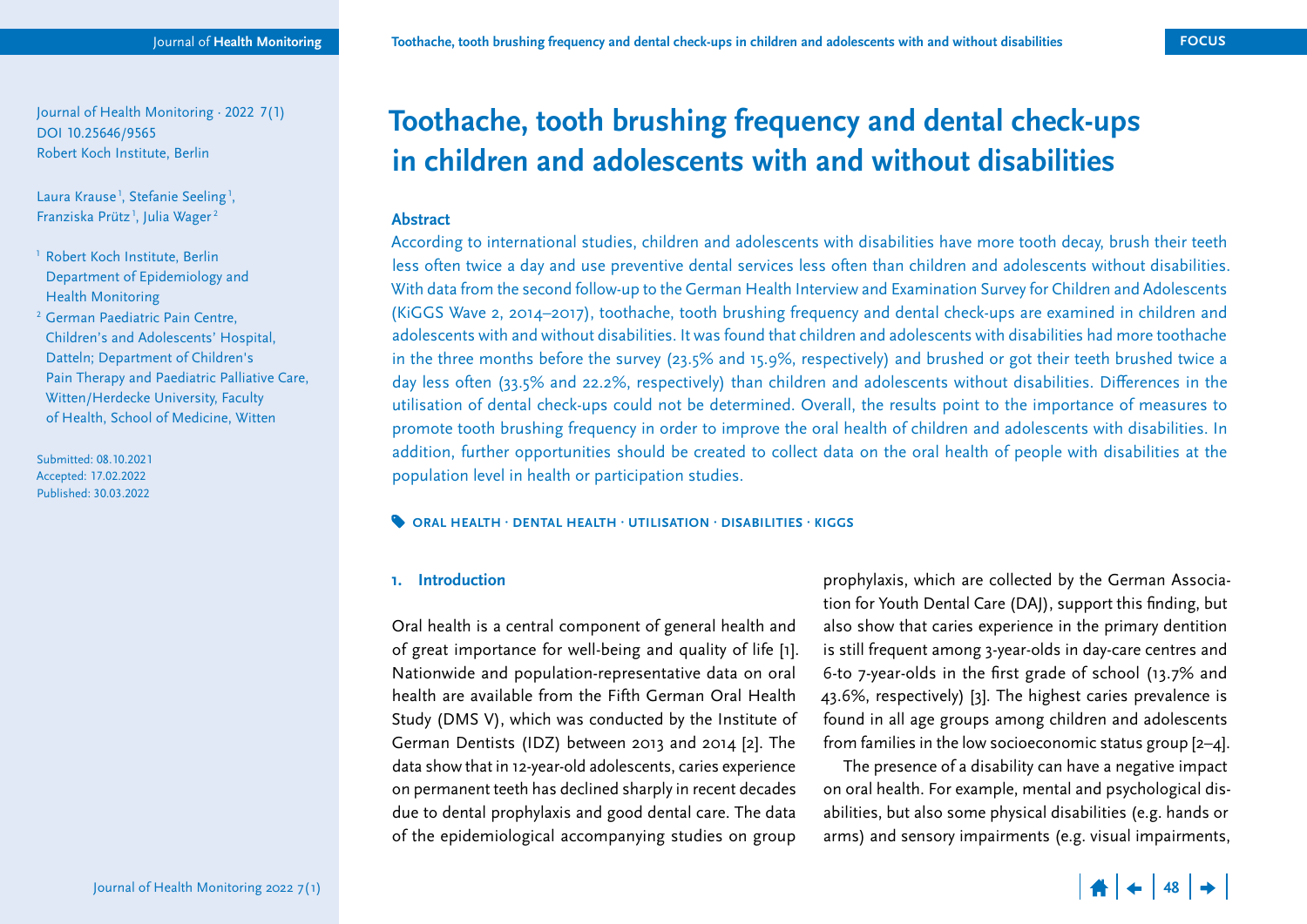Journal of Health Monitoring · 2022 7(1)
DOI 10.25646/9565
Robert Koch Institute, Berlin

Laura Krause[1], Stefanie Seeling[1], Franziska Prütz[1], Julia Wager[2]

[1] Robert Koch Institute, Berlin Department of Epidemiology and Health Monitoring

[2] German Paediatric Pain Centre, Children's and Adolescents' Hospital, Datteln; Department of Children's Pain Therapy and Paediatric Palliative Care, Witten/Herdecke University, Faculty of Health, School of Medicine, Witten

Submitted: 08.10.2021
Accepted: 17.02.2022
Published: 30.03.2022

# Toothache, tooth brushing frequency and dental check-ups in children and adolescents with and without disabilities

## Abstract

According to international studies, children and adolescents with disabilities have more tooth decay, brush their teeth less often twice a day and use preventive dental services less often than children and adolescents without disabilities. With data from the second follow-up to the German Health Interview and Examination Survey for Children and Adolescents (KiGGS Wave 2, 2014–2017), toothache, tooth brushing frequency and dental check-ups are examined in children and adolescents with and without disabilities. It was found that children and adolescents with disabilities had more toothache in the three months before the survey (23.5% and 15.9%, respectively) and brushed or got their teeth brushed twice a day less often (33.5% and 22.2%, respectively) than children and adolescents without disabilities. Differences in the utilisation of dental check-ups could not be determined. Overall, the results point to the importance of measures to promote tooth brushing frequency in order to improve the oral health of children and adolescents with disabilities. In addition, further opportunities should be created to collect data on the oral health of people with disabilities at the population level in health or participation studies.

**ORAL HEALTH · DENTAL HEALTH · UTILISATION · DISABILITIES · KIGGS**

## 1. Introduction

Oral health is a central component of general health and of great importance for well-being and quality of life [1]. Nationwide and population-representative data on oral health are available from the Fifth German Oral Health Study (DMS V), which was conducted by the Institute of German Dentists (IDZ) between 2013 and 2014 [2]. The data show that in 12-year-old adolescents, caries experience on permanent teeth has declined sharply in recent decades due to dental prophylaxis and good dental care. The data of the epidemiological accompanying studies on group prophylaxis, which are collected by the German Association for Youth Dental Care (DAJ), support this finding, but also show that caries experience in the primary dentition is still frequent among 3-year-olds in day-care centres and 6-to 7-year-olds in the first grade of school (13.7% and 43.6%, respectively) [3]. The highest caries prevalence is found in all age groups among children and adolescents from families in the low socioeconomic status group [2–4].

The presence of a disability can have a negative impact on oral health. For example, mental and psychological disabilities, but also some physical disabilities (e.g. hands or arms) and sensory impairments (e.g. visual impairments,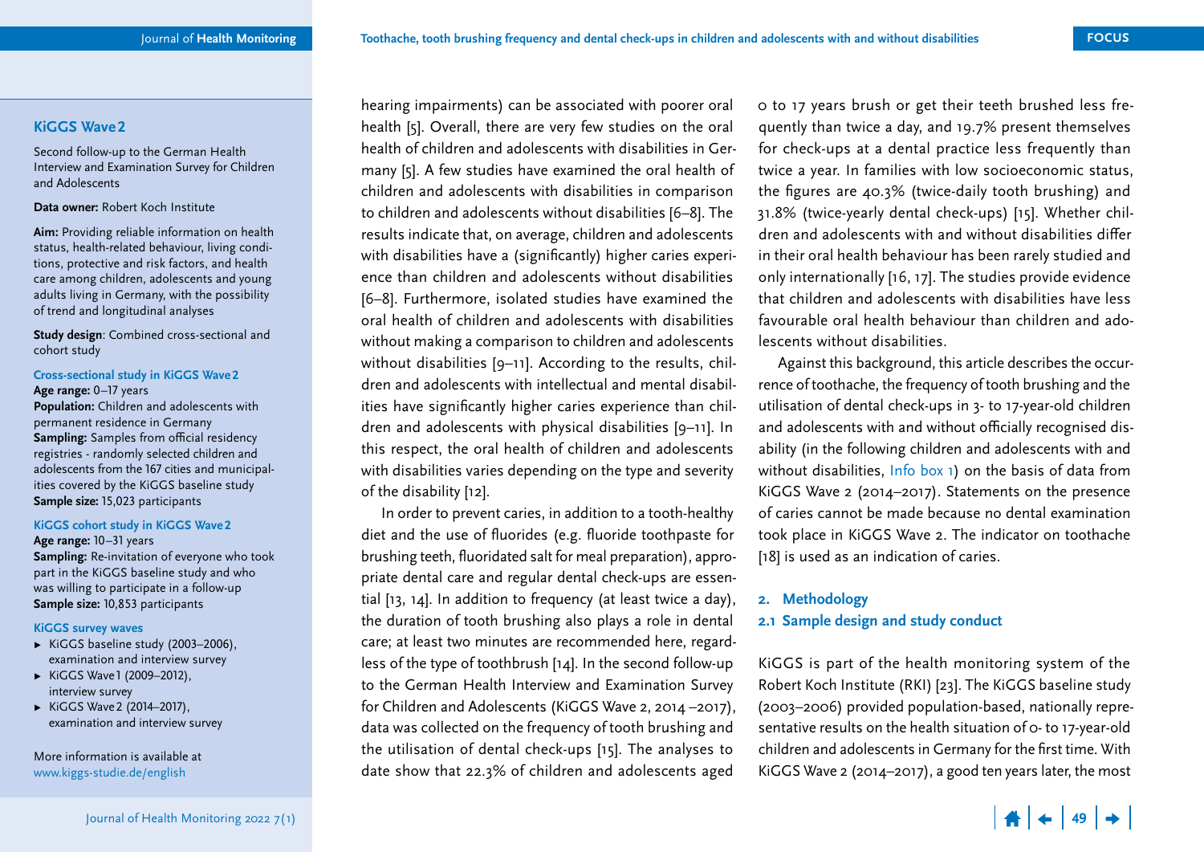## KiGGS Wave 2

Second follow-up to the German Health Interview and Examination Survey for Children and Adolescents

**Data owner:** Robert Koch Institute

**Aim:** Providing reliable information on health status, health-related behaviour, living conditions, protective and risk factors, and health care among children, adolescents and young adults living in Germany, with the possibility of trend and longitudinal analyses

**Study design**: Combined cross-sectional and cohort study

**Cross-sectional study in KiGGS Wave 2**
**Age range:** 0–17 years
**Population:** Children and adolescents with permanent residence in Germany
**Sampling:** Samples from official residency registries - randomly selected children and adolescents from the 167 cities and municipalities covered by the KiGGS baseline study
**Sample size:** 15,023 participants

**KiGGS cohort study in KiGGS Wave 2**
**Age range:** 10–31 years
**Sampling:** Re-invitation of everyone who took part in the KiGGS baseline study and who was willing to participate in a follow-up
**Sample size:** 10,853 participants

**KiGGS survey waves**

- KiGGS baseline study (2003–2006), examination and interview survey
- KiGGS Wave 1 (2009–2012), interview survey
- KiGGS Wave 2 (2014–2017), examination and interview survey

More information is available at www.kiggs-studie.de/english

hearing impairments) can be associated with poorer oral health [5]. Overall, there are very few studies on the oral health of children and adolescents with disabilities in Germany [5]. A few studies have examined the oral health of children and adolescents with disabilities in comparison to children and adolescents without disabilities [6–8]. The results indicate that, on average, children and adolescents with disabilities have a (significantly) higher caries experience than children and adolescents without disabilities [6–8]. Furthermore, isolated studies have examined the oral health of children and adolescents with disabilities without making a comparison to children and adolescents without disabilities [9–11]. According to the results, children and adolescents with intellectual and mental disabilities have significantly higher caries experience than children and adolescents with physical disabilities [9–11]. In this respect, the oral health of children and adolescents with disabilities varies depending on the type and severity of the disability [12].

In order to prevent caries, in addition to a tooth-healthy diet and the use of fluorides (e.g. fluoride toothpaste for brushing teeth, fluoridated salt for meal preparation), appropriate dental care and regular dental check-ups are essential [13, 14]. In addition to frequency (at least twice a day), the duration of tooth brushing also plays a role in dental care; at least two minutes are recommended here, regardless of the type of toothbrush [14]. In the second follow-up to the German Health Interview and Examination Survey for Children and Adolescents (KiGGS Wave 2, 2014–2017), data was collected on the frequency of tooth brushing and the utilisation of dental check-ups [15]. The analyses to date show that 22.3% of children and adolescents aged 0 to 17 years brush or get their teeth brushed less frequently than twice a day, and 19.7% present themselves for check-ups at a dental practice less frequently than twice a year. In families with low socioeconomic status, the figures are 40.3% (twice-daily tooth brushing) and 31.8% (twice-yearly dental check-ups) [15]. Whether children and adolescents with and without disabilities differ in their oral health behaviour has been rarely studied and only internationally [16, 17]. The studies provide evidence that children and adolescents with disabilities have less favourable oral health behaviour than children and adolescents without disabilities.

Against this background, this article describes the occurrence of toothache, the frequency of tooth brushing and the utilisation of dental check-ups in 3- to 17-year-old children and adolescents with and without officially recognised disability (in the following children and adolescents with and without disabilities, Info box 1) on the basis of data from KiGGS Wave 2 (2014–2017). Statements on the presence of caries cannot be made because no dental examination took place in KiGGS Wave 2. The indicator on toothache [18] is used as an indication of caries.

## 2. Methodology

### 2.1 Sample design and study conduct

KiGGS is part of the health monitoring system of the Robert Koch Institute (RKI) [23]. The KiGGS baseline study (2003–2006) provided population-based, nationally representative results on the health situation of 0- to 17-year-old children and adolescents in Germany for the first time. With KiGGS Wave 2 (2014–2017), a good ten years later, the most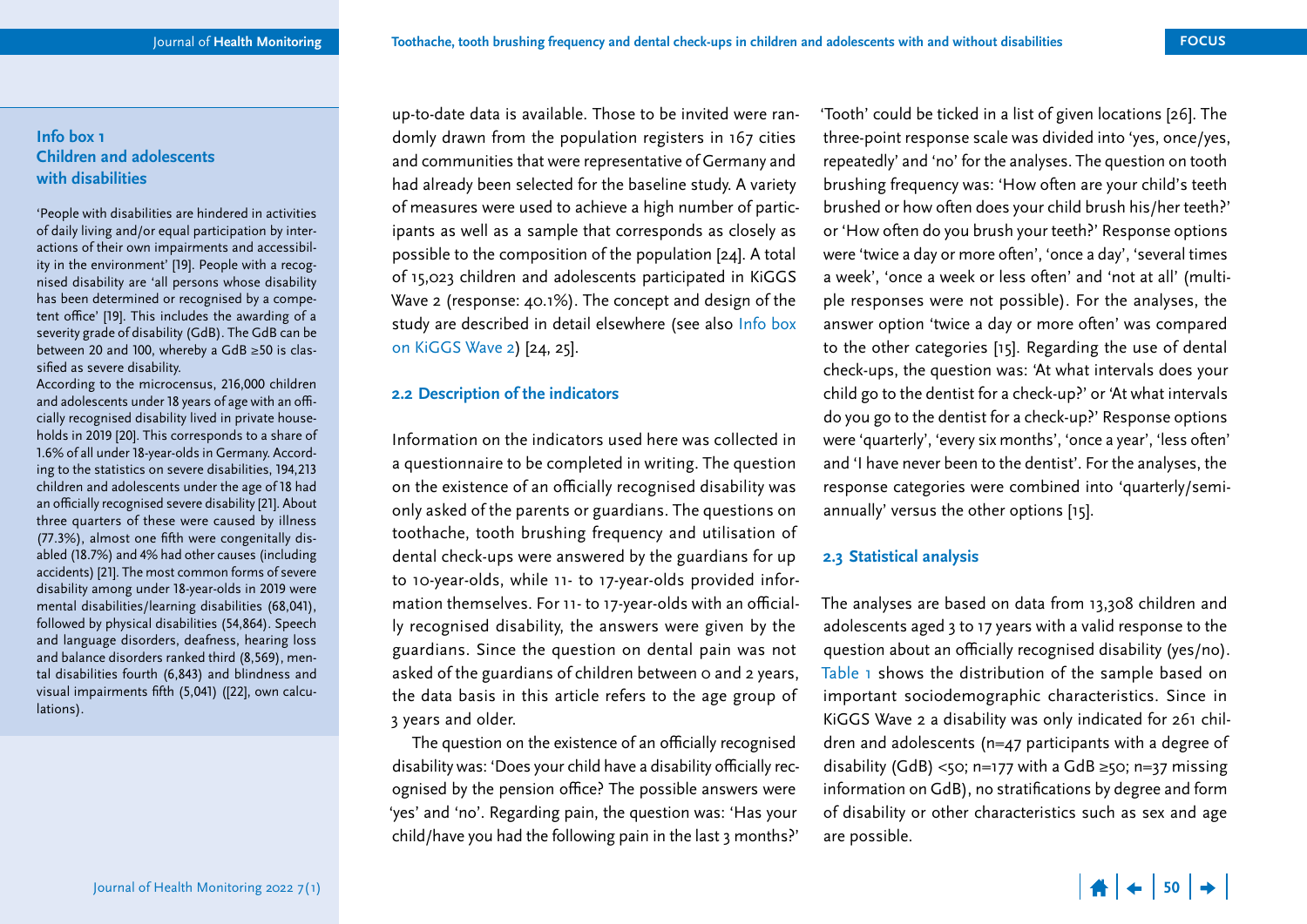### Info box 1
### Children and adolescents with disabilities

'People with disabilities are hindered in activities of daily living and/or equal participation by interactions of their own impairments and accessibility in the environment' [19]. People with a recognised disability are 'all persons whose disability has been determined or recognised by a competent office' [19]. This includes the awarding of a severity grade of disability (GdB). The GdB can be between 20 and 100, whereby a GdB ≥50 is classified as severe disability.

According to the microcensus, 216,000 children and adolescents under 18 years of age with an officially recognised disability lived in private households in 2019 [20]. This corresponds to a share of 1.6% of all under 18-year-olds in Germany. According to the statistics on severe disabilities, 194,213 children and adolescents under the age of 18 had an officially recognised severe disability [21]. About three quarters of these were caused by illness (77.3%), almost one fifth were congenitally disabled (18.7%) and 4% had other causes (including accidents) [21]. The most common forms of severe disability among under 18-year-olds in 2019 were mental disabilities/learning disabilities (68,041), followed by physical disabilities (54,864). Speech and language disorders, deafness, hearing loss and balance disorders ranked third (8,569), mental disabilities fourth (6,843) and blindness and visual impairments fifth (5,041) ([22], own calculations).

up-to-date data is available. Those to be invited were randomly drawn from the population registers in 167 cities and communities that were representative of Germany and had already been selected for the baseline study. A variety of measures were used to achieve a high number of participants as well as a sample that corresponds as closely as possible to the composition of the population [24]. A total of 15,023 children and adolescents participated in KiGGS Wave 2 (response: 40.1%). The concept and design of the study are described in detail elsewhere (see also Info box on KiGGS Wave 2) [24, 25].

## 2.2 Description of the indicators

Information on the indicators used here was collected in a questionnaire to be completed in writing. The question on the existence of an officially recognised disability was only asked of the parents or guardians. The questions on toothache, tooth brushing frequency and utilisation of dental check-ups were answered by the guardians for up to 10-year-olds, while 11- to 17-year-olds provided information themselves. For 11- to 17-year-olds with an officially recognised disability, the answers were given by the guardians. Since the question on dental pain was not asked of the guardians of children between 0 and 2 years, the data basis in this article refers to the age group of 3 years and older.

The question on the existence of an officially recognised disability was: 'Does your child have a disability officially recognised by the pension office? The possible answers were 'yes' and 'no'. Regarding pain, the question was: 'Has your child/have you had the following pain in the last 3 months?' 'Tooth' could be ticked in a list of given locations [26]. The three-point response scale was divided into 'yes, once/yes, repeatedly' and 'no' for the analyses. The question on tooth brushing frequency was: 'How often are your child's teeth brushed or how often does your child brush his/her teeth?' or 'How often do you brush your teeth?' Response options were 'twice a day or more often', 'once a day', 'several times a week', 'once a week or less often' and 'not at all' (multiple responses were not possible). For the analyses, the answer option 'twice a day or more often' was compared to the other categories [15]. Regarding the use of dental check-ups, the question was: 'At what intervals does your child go to the dentist for a check-up?' or 'At what intervals do you go to the dentist for a check-up?' Response options were 'quarterly', 'every six months', 'once a year', 'less often' and 'I have never been to the dentist'. For the analyses, the response categories were combined into 'quarterly/semi-annually' versus the other options [15].

## 2.3 Statistical analysis

The analyses are based on data from 13,308 children and adolescents aged 3 to 17 years with a valid response to the question about an officially recognised disability (yes/no). Table 1 shows the distribution of the sample based on important sociodemographic characteristics. Since in KiGGS Wave 2 a disability was only indicated for 261 children and adolescents (n=47 participants with a degree of disability (GdB) <50; n=177 with a GdB ≥50; n=37 missing information on GdB), no stratifications by degree and form of disability or other characteristics such as sex and age are possible.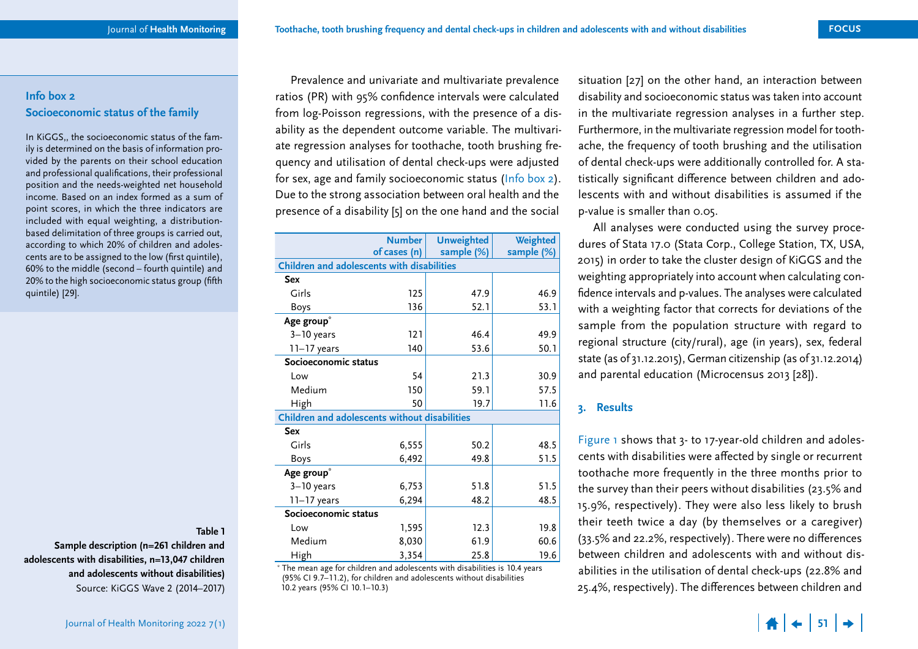### Info box 2
### Socioeconomic status of the family

In KiGGS,, the socioeconomic status of the family is determined on the basis of information provided by the parents on their school education and professional qualifications, their professional position and the needs-weighted net household income. Based on an index formed as a sum of point scores, in which the three indicators are included with equal weighting, a distribution-based delimitation of three groups is carried out, according to which 20% of children and adolescents are to be assigned to the low (first quintile), 60% to the middle (second – fourth quintile) and 20% to the high socioeconomic status group (fifth quintile) [29].

Prevalence and univariate and multivariate prevalence ratios (PR) with 95% confidence intervals were calculated from log-Poisson regressions, with the presence of a disability as the dependent outcome variable. The multivariate regression analyses for toothache, tooth brushing frequency and utilisation of dental check-ups were adjusted for sex, age and family socioeconomic status (Info box 2). Due to the strong association between oral health and the presence of a disability [5] on the one hand and the social situation [27] on the other hand, an interaction between disability and socioeconomic status was taken into account in the multivariate regression analyses in a further step. Furthermore, in the multivariate regression model for toothache, the frequency of tooth brushing and the utilisation of dental check-ups were additionally controlled for. A statistically significant difference between children and adolescents with and without disabilities is assumed if the p-value is smaller than 0.05.

All analyses were conducted using the survey procedures of Stata 17.0 (Stata Corp., College Station, TX, USA, 2015) in order to take the cluster design of KiGGS and the weighting appropriately into account when calculating confidence intervals and p-values. The analyses were calculated with a weighting factor that corrects for deviations of the sample from the population structure with regard to regional structure (city/rural), age (in years), sex, federal state (as of 31.12.2015), German citizenship (as of 31.12.2014) and parental education (Microcensus 2013 [28]).

**Table 1**
**Sample description (n=261 children and adolescents with disabilities, n=13,047 children and adolescents without disabilities)**
Source: KiGGS Wave 2 (2014–2017)

| | Number of cases (n) | Unweighted sample (%) | Weighted sample (%) |
|---|---|---|---|
| **Children and adolescents with disabilities** | | | |
| **Sex** | | | |
| Girls | 125 | 47.9 | 46.9 |
| Boys | 136 | 52.1 | 53.1 |
| **Age group*** | | | |
| 3–10 years | 121 | 46.4 | 49.9 |
| 11–17 years | 140 | 53.6 | 50.1 |
| **Socioeconomic status** | | | |
| Low | 54 | 21.3 | 30.9 |
| Medium | 150 | 59.1 | 57.5 |
| High | 50 | 19.7 | 11.6 |
| **Children and adolescents without disabilities** | | | |
| **Sex** | | | |
| Girls | 6,555 | 50.2 | 48.5 |
| Boys | 6,492 | 49.8 | 51.5 |
| **Age group*** | | | |
| 3–10 years | 6,753 | 51.8 | 51.5 |
| 11–17 years | 6,294 | 48.2 | 48.5 |
| **Socioeconomic status** | | | |
| Low | 1,595 | 12.3 | 19.8 |
| Medium | 8,030 | 61.9 | 60.6 |
| High | 3,354 | 25.8 | 19.6 |

* The mean age for children and adolescents with disabilities is 10.4 years (95% CI 9.7–11.2), for children and adolescents without disabilities 10.2 years (95% CI 10.1–10.3)

## 3. Results

Figure 1 shows that 3- to 17-year-old children and adolescents with disabilities were affected by single or recurrent toothache more frequently in the three months prior to the survey than their peers without disabilities (23.5% and 15.9%, respectively). They were also less likely to brush their teeth twice a day (by themselves or a caregiver) (33.5% and 22.2%, respectively). There were no differences between children and adolescents with and without disabilities in the utilisation of dental check-ups (22.8% and 25.4%, respectively). The differences between children and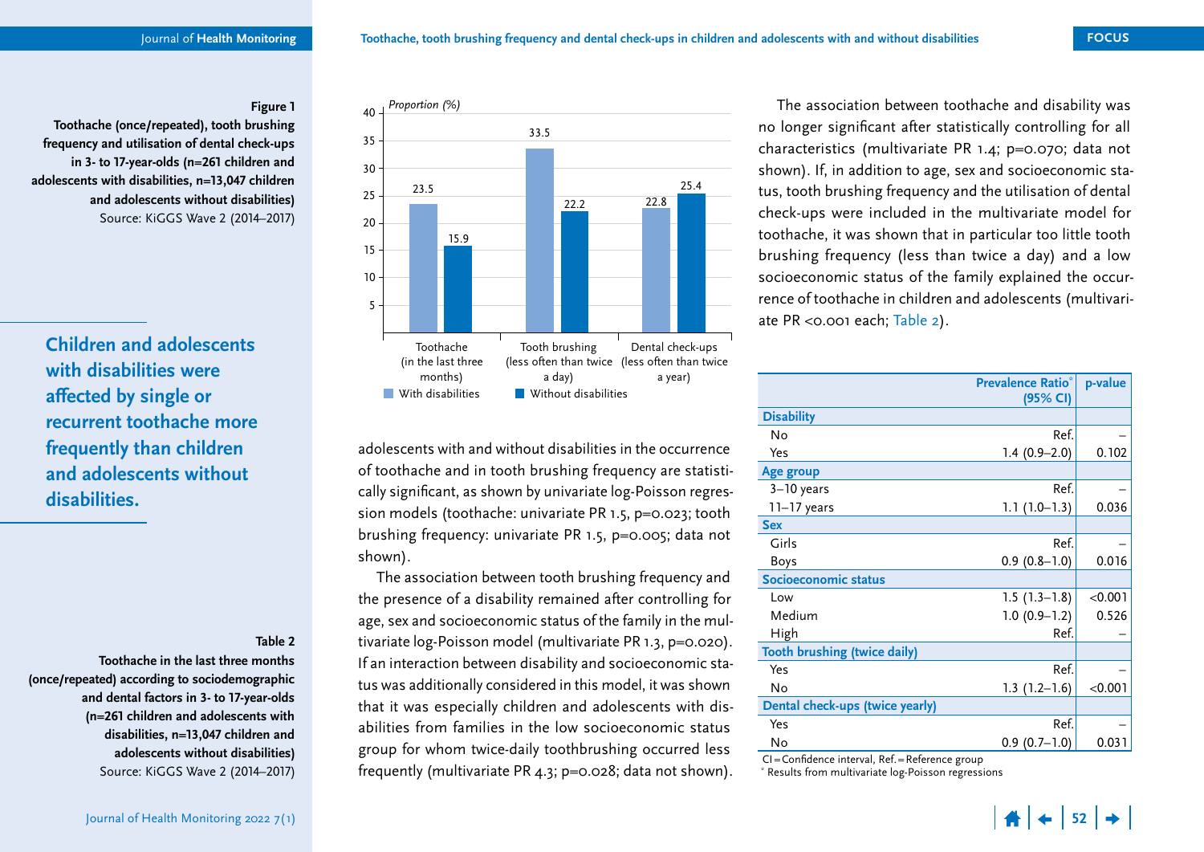**Figure 1**
**Toothache (once/repeated), tooth brushing frequency and utilisation of dental check-ups in 3- to 17-year-olds (n=261 children and adolescents with disabilities, n=13,047 children and adolescents without disabilities)**
Source: KiGGS Wave 2 (2014–2017)

| Proportion (%) | With disabilities | Without disabilities |
|---|---|---|
| Toothache (in the last three months) | 23.5 | 15.9 |
| Tooth brushing (less often than twice a day) | 33.5 | 22.2 |
| Dental check-ups (less often than twice a year) | 22.8 | 25.4 |

**Children and adolescents with disabilities were affected by single or recurrent toothache more frequently than children and adolescents without disabilities.**

adolescents with and without disabilities in the occurrence of toothache and in tooth brushing frequency are statistically significant, as shown by univariate log-Poisson regression models (toothache: univariate PR 1.5, p=0.023; tooth brushing frequency: univariate PR 1.5, p=0.005; data not shown).

The association between tooth brushing frequency and the presence of a disability remained after controlling for age, sex and socioeconomic status of the family in the multivariate log-Poisson model (multivariate PR 1.3, p=0.020). If an interaction between disability and socioeconomic status was additionally considered in this model, it was shown that it was especially children and adolescents with disabilities from families in the low socioeconomic status group for whom twice-daily toothbrushing occurred less frequently (multivariate PR 4.3; p=0.028; data not shown).

The association between toothache and disability was no longer significant after statistically controlling for all characteristics (multivariate PR 1.4; p=0.070; data not shown). If, in addition to age, sex and socioeconomic status, tooth brushing frequency and the utilisation of dental check-ups were included in the multivariate model for toothache, it was shown that in particular too little tooth brushing frequency (less than twice a day) and a low socioeconomic status of the family explained the occurrence of toothache in children and adolescents (multivariate PR <0.001 each; Table 2).

**Table 2**
**Toothache in the last three months (once/repeated) according to sociodemographic and dental factors in 3- to 17-year-olds (n=261 children and adolescents with disabilities, n=13,047 children and adolescents without disabilities)**
Source: KiGGS Wave 2 (2014–2017)

| | Prevalence Ratio* (95% CI) | p-value |
|---|---|---|
| **Disability** | | |
| No | Ref. | – |
| Yes | 1.4 (0.9–2.0) | 0.102 |
| **Age group** | | |
| 3–10 years | Ref. | – |
| 11–17 years | 1.1 (1.0–1.3) | 0.036 |
| **Sex** | | |
| Girls | Ref. | – |
| Boys | 0.9 (0.8–1.0) | 0.016 |
| **Socioeconomic status** | | |
| Low | 1.5 (1.3–1.8) | <0.001 |
| Medium | 1.0 (0.9–1.2) | 0.526 |
| High | Ref. | – |
| **Tooth brushing (twice daily)** | | |
| Yes | Ref. | – |
| No | 1.3 (1.2–1.6) | <0.001 |
| **Dental check-ups (twice yearly)** | | |
| Yes | Ref. | – |
| No | 0.9 (0.7–1.0) | 0.031 |

CI = Confidence interval, Ref. = Reference group
* Results from multivariate log-Poisson regressions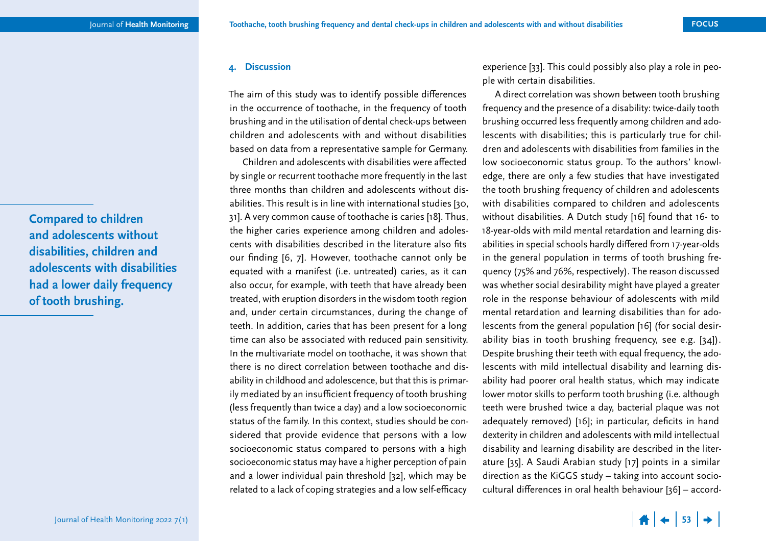## 4. Discussion

The aim of this study was to identify possible differences in the occurrence of toothache, in the frequency of tooth brushing and in the utilisation of dental check-ups between children and adolescents with and without disabilities based on data from a representative sample for Germany.

Children and adolescents with disabilities were affected by single or recurrent toothache more frequently in the last three months than children and adolescents without disabilities. This result is in line with international studies [30, 31]. A very common cause of toothache is caries [18]. Thus, the higher caries experience among children and adolescents with disabilities described in the literature also fits our finding [6, 7]. However, toothache cannot only be equated with a manifest (i.e. untreated) caries, as it can also occur, for example, with teeth that have already been treated, with eruption disorders in the wisdom tooth region and, under certain circumstances, during the change of teeth. In addition, caries that has been present for a long time can also be associated with reduced pain sensitivity. In the multivariate model on toothache, it was shown that there is no direct correlation between toothache and disability in childhood and adolescence, but that this is primarily mediated by an insufficient frequency of tooth brushing (less frequently than twice a day) and a low socioeconomic status of the family. In this context, studies should be considered that provide evidence that persons with a low socioeconomic status compared to persons with a high socioeconomic status may have a higher perception of pain and a lower individual pain threshold [32], which may be related to a lack of coping strategies and a low self-efficacy experience [33]. This could possibly also play a role in people with certain disabilities.

**Compared to children and adolescents without disabilities, children and adolescents with disabilities had a lower daily frequency of tooth brushing.**

A direct correlation was shown between tooth brushing frequency and the presence of a disability: twice-daily tooth brushing occurred less frequently among children and adolescents with disabilities; this is particularly true for children and adolescents with disabilities from families in the low socioeconomic status group. To the authors' knowledge, there are only a few studies that have investigated the tooth brushing frequency of children and adolescents with disabilities compared to children and adolescents without disabilities. A Dutch study [16] found that 16- to 18-year-olds with mild mental retardation and learning disabilities in special schools hardly differed from 17-year-olds in the general population in terms of tooth brushing frequency (75% and 76%, respectively). The reason discussed was whether social desirability might have played a greater role in the response behaviour of adolescents with mild mental retardation and learning disabilities than for adolescents from the general population [16] (for social desirability bias in tooth brushing frequency, see e.g. [34]). Despite brushing their teeth with equal frequency, the adolescents with mild intellectual disability and learning disability had poorer oral health status, which may indicate lower motor skills to perform tooth brushing (i.e. although teeth were brushed twice a day, bacterial plaque was not adequately removed) [16]; in particular, deficits in hand dexterity in children and adolescents with mild intellectual disability and learning disability are described in the literature [35]. A Saudi Arabian study [17] points in a similar direction as the KiGGS study – taking into account socio-cultural differences in oral health behaviour [36] – accord-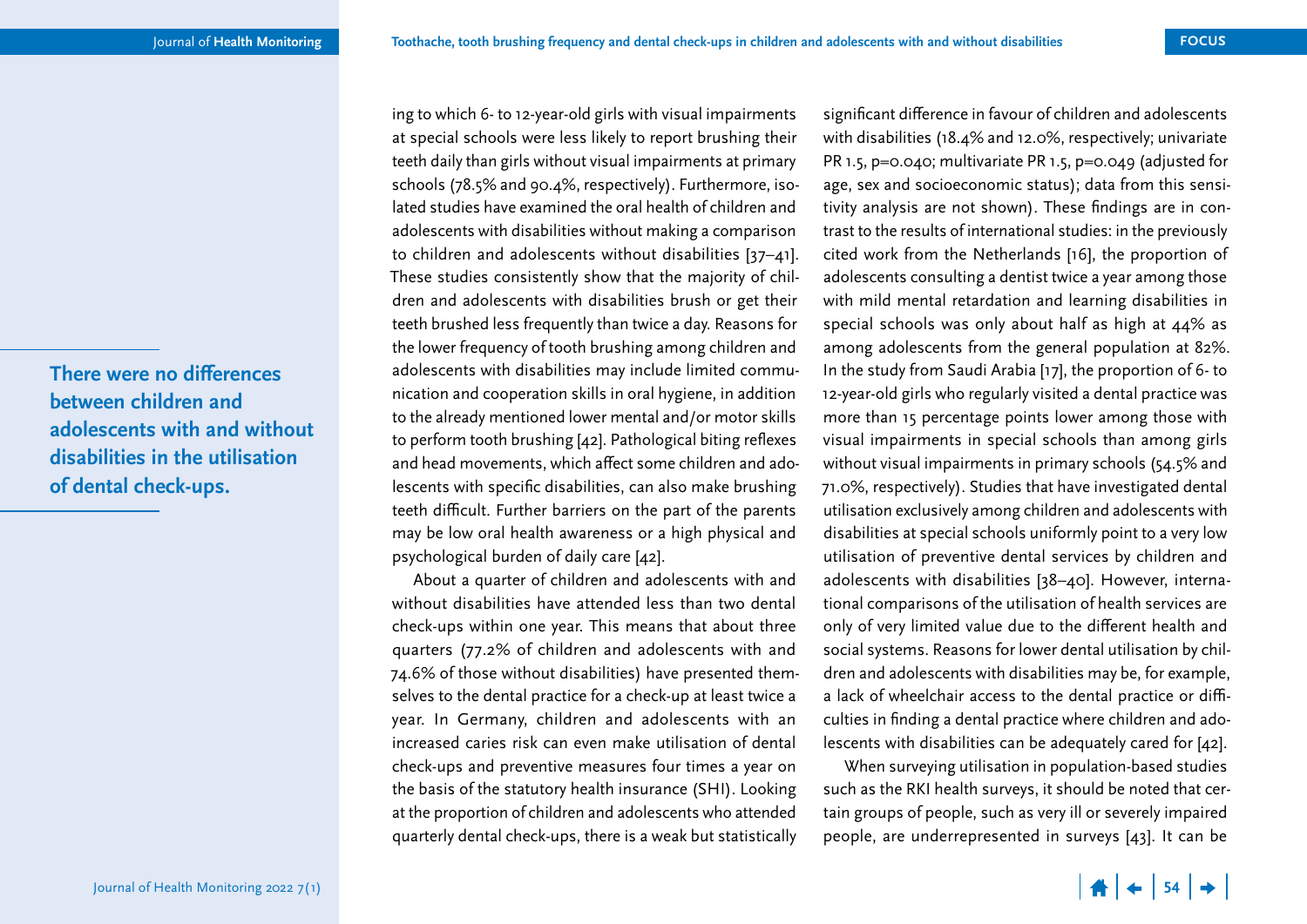ing to which 6- to 12-year-old girls with visual impairments at special schools were less likely to report brushing their teeth daily than girls without visual impairments at primary schools (78.5% and 90.4%, respectively). Furthermore, isolated studies have examined the oral health of children and adolescents with disabilities without making a comparison to children and adolescents without disabilities [37–41]. These studies consistently show that the majority of children and adolescents with disabilities brush or get their teeth brushed less frequently than twice a day. Reasons for the lower frequency of tooth brushing among children and adolescents with disabilities may include limited communication and cooperation skills in oral hygiene, in addition to the already mentioned lower mental and/or motor skills to perform tooth brushing [42]. Pathological biting reflexes and head movements, which affect some children and adolescents with specific disabilities, can also make brushing teeth difficult. Further barriers on the part of the parents may be low oral health awareness or a high physical and psychological burden of daily care [42].

**There were no differences between children and adolescents with and without disabilities in the utilisation of dental check-ups.**

About a quarter of children and adolescents with and without disabilities have attended less than two dental check-ups within one year. This means that about three quarters (77.2% of children and adolescents with and 74.6% of those without disabilities) have presented themselves to the dental practice for a check-up at least twice a year. In Germany, children and adolescents with an increased caries risk can even make utilisation of dental check-ups and preventive measures four times a year on the basis of the statutory health insurance (SHI). Looking at the proportion of children and adolescents who attended quarterly dental check-ups, there is a weak but statistically significant difference in favour of children and adolescents with disabilities (18.4% and 12.0%, respectively; univariate PR 1.5, p=0.040; multivariate PR 1.5, p=0.049 (adjusted for age, sex and socioeconomic status); data from this sensitivity analysis are not shown). These findings are in contrast to the results of international studies: in the previously cited work from the Netherlands [16], the proportion of adolescents consulting a dentist twice a year among those with mild mental retardation and learning disabilities in special schools was only about half as high at 44% as among adolescents from the general population at 82%. In the study from Saudi Arabia [17], the proportion of 6- to 12-year-old girls who regularly visited a dental practice was more than 15 percentage points lower among those with visual impairments in special schools than among girls without visual impairments in primary schools (54.5% and 71.0%, respectively). Studies that have investigated dental utilisation exclusively among children and adolescents with disabilities at special schools uniformly point to a very low utilisation of preventive dental services by children and adolescents with disabilities [38–40]. However, international comparisons of the utilisation of health services are only of very limited value due to the different health and social systems. Reasons for lower dental utilisation by children and adolescents with disabilities may be, for example, a lack of wheelchair access to the dental practice or difficulties in finding a dental practice where children and adolescents with disabilities can be adequately cared for [42].

When surveying utilisation in population-based studies such as the RKI health surveys, it should be noted that certain groups of people, such as very ill or severely impaired people, are underrepresented in surveys [43]. It can be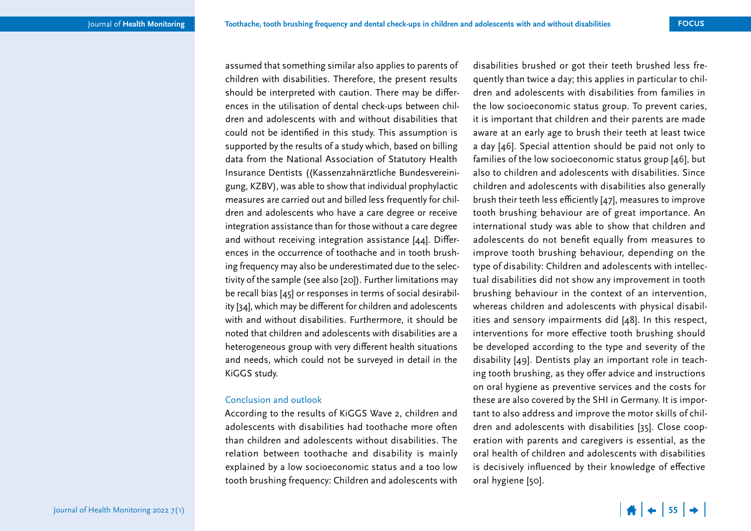assumed that something similar also applies to parents of children with disabilities. Therefore, the present results should be interpreted with caution. There may be differences in the utilisation of dental check-ups between children and adolescents with and without disabilities that could not be identified in this study. This assumption is supported by the results of a study which, based on billing data from the National Association of Statutory Health Insurance Dentists ((Kassenzahnärztliche Bundesvereinigung, KZBV), was able to show that individual prophylactic measures are carried out and billed less frequently for children and adolescents who have a care degree or receive integration assistance than for those without a care degree and without receiving integration assistance [44]. Differences in the occurrence of toothache and in tooth brushing frequency may also be underestimated due to the selectivity of the sample (see also [20]). Further limitations may be recall bias [45] or responses in terms of social desirability [34], which may be different for children and adolescents with and without disabilities. Furthermore, it should be noted that children and adolescents with disabilities are a heterogeneous group with very different health situations and needs, which could not be surveyed in detail in the KiGGS study.

## Conclusion and outlook

According to the results of KiGGS Wave 2, children and adolescents with disabilities had toothache more often than children and adolescents without disabilities. The relation between toothache and disability is mainly explained by a low socioeconomic status and a too low tooth brushing frequency: Children and adolescents with disabilities brushed or got their teeth brushed less frequently than twice a day; this applies in particular to children and adolescents with disabilities from families in the low socioeconomic status group. To prevent caries, it is important that children and their parents are made aware at an early age to brush their teeth at least twice a day [46]. Special attention should be paid not only to families of the low socioeconomic status group [46], but also to children and adolescents with disabilities. Since children and adolescents with disabilities also generally brush their teeth less efficiently [47], measures to improve tooth brushing behaviour are of great importance. An international study was able to show that children and adolescents do not benefit equally from measures to improve tooth brushing behaviour, depending on the type of disability: Children and adolescents with intellectual disabilities did not show any improvement in tooth brushing behaviour in the context of an intervention, whereas children and adolescents with physical disabilities and sensory impairments did [48]. In this respect, interventions for more effective tooth brushing should be developed according to the type and severity of the disability [49]. Dentists play an important role in teaching tooth brushing, as they offer advice and instructions on oral hygiene as preventive services and the costs for these are also covered by the SHI in Germany. It is important to also address and improve the motor skills of children and adolescents with disabilities [35]. Close cooperation with parents and caregivers is essential, as the oral health of children and adolescents with disabilities is decisively influenced by their knowledge of effective oral hygiene [50].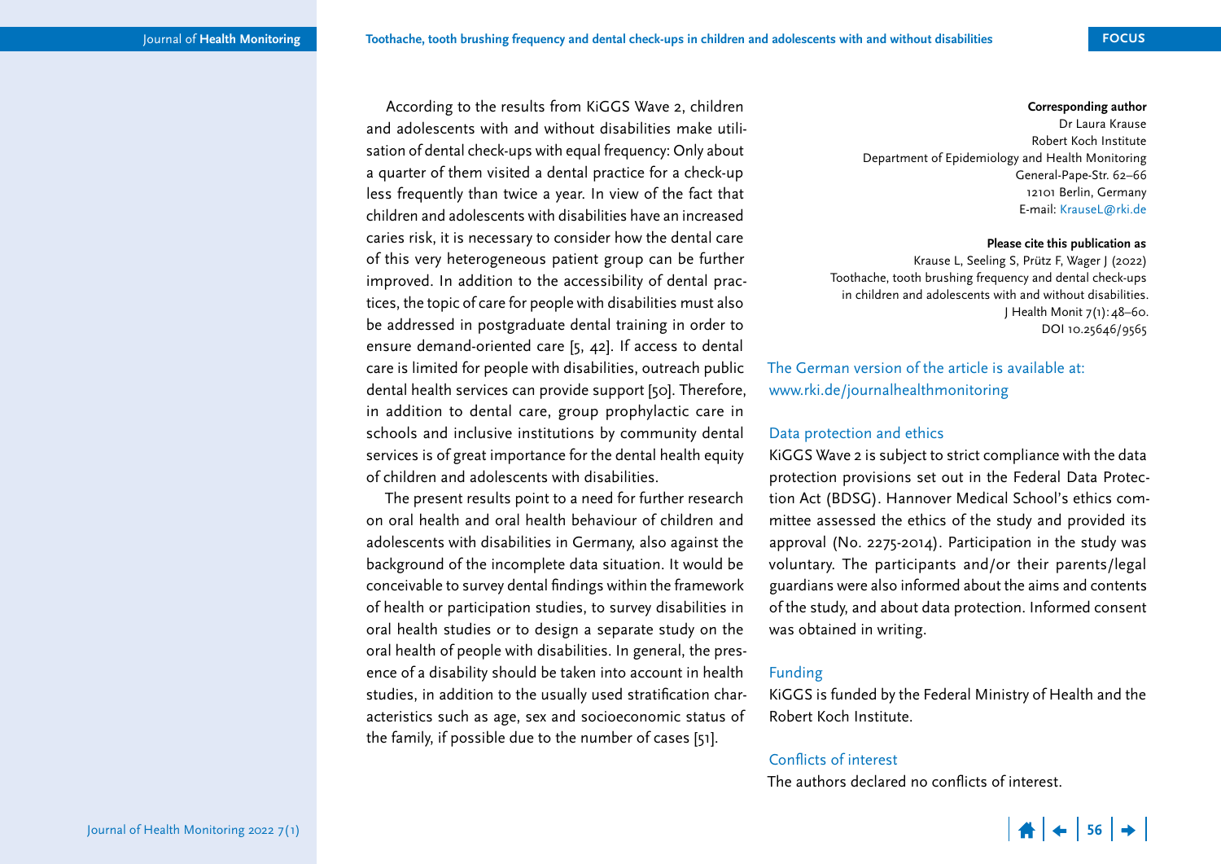According to the results from KiGGS Wave 2, children and adolescents with and without disabilities make utilisation of dental check-ups with equal frequency: Only about a quarter of them visited a dental practice for a check-up less frequently than twice a year. In view of the fact that children and adolescents with disabilities have an increased caries risk, it is necessary to consider how the dental care of this very heterogeneous patient group can be further improved. In addition to the accessibility of dental practices, the topic of care for people with disabilities must also be addressed in postgraduate dental training in order to ensure demand-oriented care [5, 42]. If access to dental care is limited for people with disabilities, outreach public dental health services can provide support [50]. Therefore, in addition to dental care, group prophylactic care in schools and inclusive institutions by community dental services is of great importance for the dental health equity of children and adolescents with disabilities.

The present results point to a need for further research on oral health and oral health behaviour of children and adolescents with disabilities in Germany, also against the background of the incomplete data situation. It would be conceivable to survey dental findings within the framework of health or participation studies, to survey disabilities in oral health studies or to design a separate study on the oral health of people with disabilities. In general, the presence of a disability should be taken into account in health studies, in addition to the usually used stratification characteristics such as age, sex and socioeconomic status of the family, if possible due to the number of cases [51].

**Corresponding author**
Dr Laura Krause
Robert Koch Institute
Department of Epidemiology and Health Monitoring
General-Pape-Str. 62–66
12101 Berlin, Germany
E-mail: KrauseL@rki.de

**Please cite this publication as**
Krause L, Seeling S, Prütz F, Wager J (2022)
Toothache, tooth brushing frequency and dental check-ups in children and adolescents with and without disabilities.
J Health Monit 7(1): 48–60.
DOI 10.25646/9565

The German version of the article is available at:
www.rki.de/journalhealthmonitoring

## Data protection and ethics

KiGGS Wave 2 is subject to strict compliance with the data protection provisions set out in the Federal Data Protection Act (BDSG). Hannover Medical School's ethics committee assessed the ethics of the study and provided its approval (No. 2275-2014). Participation in the study was voluntary. The participants and/or their parents/legal guardians were also informed about the aims and contents of the study, and about data protection. Informed consent was obtained in writing.

## Funding

KiGGS is funded by the Federal Ministry of Health and the Robert Koch Institute.

## Conflicts of interest

The authors declared no conflicts of interest.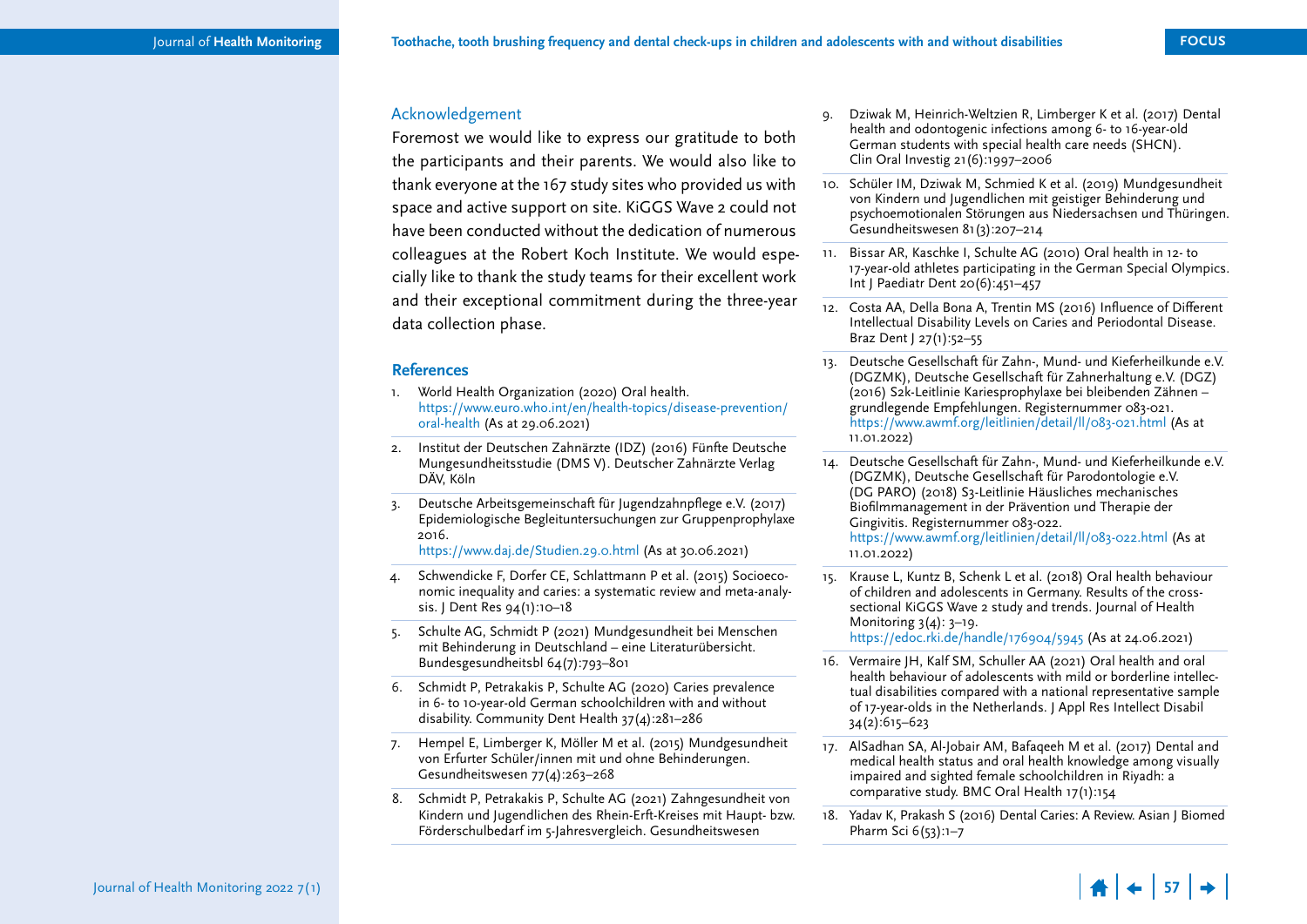## Acknowledgement

Foremost we would like to express our gratitude to both the participants and their parents. We would also like to thank everyone at the 167 study sites who provided us with space and active support on site. KiGGS Wave 2 could not have been conducted without the dedication of numerous colleagues at the Robert Koch Institute. We would especially like to thank the study teams for their excellent work and their exceptional commitment during the three-year data collection phase.

## References

1. World Health Organization (2020) Oral health. https://www.euro.who.int/en/health-topics/disease-prevention/oral-health (As at 29.06.2021)
2. Institut der Deutschen Zahnärzte (IDZ) (2016) Fünfte Deutsche Mungesundheitsstudie (DMS V). Deutscher Zahnärzte Verlag DÄV, Köln
3. Deutsche Arbeitsgemeinschaft für Jugendzahnpflege e.V. (2017) Epidemiologische Begleituntersuchungen zur Gruppenprophylaxe 2016. https://www.daj.de/Studien.29.0.html (As at 30.06.2021)
4. Schwendicke F, Dorfer CE, Schlattmann P et al. (2015) Socioeconomic inequality and caries: a systematic review and meta-analysis. J Dent Res 94(1):10–18
5. Schulte AG, Schmidt P (2021) Mundgesundheit bei Menschen mit Behinderung in Deutschland – eine Literaturübersicht. Bundesgesundheitsbl 64(7):793–801
6. Schmidt P, Petrakakis P, Schulte AG (2020) Caries prevalence in 6- to 10-year-old German schoolchildren with and without disability. Community Dent Health 37(4):281–286
7. Hempel E, Limberger K, Möller M et al. (2015) Mundgesundheit von Erfurter Schüler/innen mit und ohne Behinderungen. Gesundheitswesen 77(4):263–268
8. Schmidt P, Petrakakis P, Schulte AG (2021) Zahngesundheit von Kindern und Jugendlichen des Rhein-Erft-Kreises mit Haupt- bzw. Förderschulbedarf im 5-Jahresvergleich. Gesundheitswesen
9. Dziwak M, Heinrich-Weltzien R, Limberger K et al. (2017) Dental health and odontogenic infections among 6- to 16-year-old German students with special health care needs (SHCN). Clin Oral Investig 21(6):1997–2006
10. Schüler IM, Dziwak M, Schmied K et al. (2019) Mundgesundheit von Kindern und Jugendlichen mit geistiger Behinderung und psychoemotionalen Störungen aus Niedersachsen und Thüringen. Gesundheitswesen 81(3):207–214
11. Bissar AR, Kaschke I, Schulte AG (2010) Oral health in 12- to 17-year-old athletes participating in the German Special Olympics. Int J Paediatr Dent 20(6):451–457
12. Costa AA, Della Bona A, Trentin MS (2016) Influence of Different Intellectual Disability Levels on Caries and Periodontal Disease. Braz Dent J 27(1):52–55
13. Deutsche Gesellschaft für Zahn-, Mund- und Kieferheilkunde e.V. (DGZMK), Deutsche Gesellschaft für Zahnerhaltung e.V. (DGZ) (2016) S2k-Leitlinie Kariesprophylaxe bei bleibenden Zähnen – grundlegende Empfehlungen. Registernummer 083-021. https://www.awmf.org/leitlinien/detail/ll/083-021.html (As at 11.01.2022)
14. Deutsche Gesellschaft für Zahn-, Mund- und Kieferheilkunde e.V. (DGZMK), Deutsche Gesellschaft für Parodontologie e.V. (DG PARO) (2018) S3-Leitlinie Häusliches mechanisches Biofilmmanagement in der Prävention und Therapie der Gingivitis. Registernummer 083-022. https://www.awmf.org/leitlinien/detail/ll/083-022.html (As at 11.01.2022)
15. Krause L, Kuntz B, Schenk L et al. (2018) Oral health behaviour of children and adolescents in Germany. Results of the cross-sectional KiGGS Wave 2 study and trends. Journal of Health Monitoring 3(4): 3–19. https://edoc.rki.de/handle/176904/5945 (As at 24.06.2021)
16. Vermaire JH, Kalf SM, Schuller AA (2021) Oral health and oral health behaviour of adolescents with mild or borderline intellectual disabilities compared with a national representative sample of 17-year-olds in the Netherlands. J Appl Res Intellect Disabil 34(2):615–623
17. AlSadhan SA, Al-Jobair AM, Bafaqeeh M et al. (2017) Dental and medical health status and oral health knowledge among visually impaired and sighted female schoolchildren in Riyadh: a comparative study. BMC Oral Health 17(1):154
18. Yadav K, Prakash S (2016) Dental Caries: A Review. Asian J Biomed Pharm Sci 6(53):1–7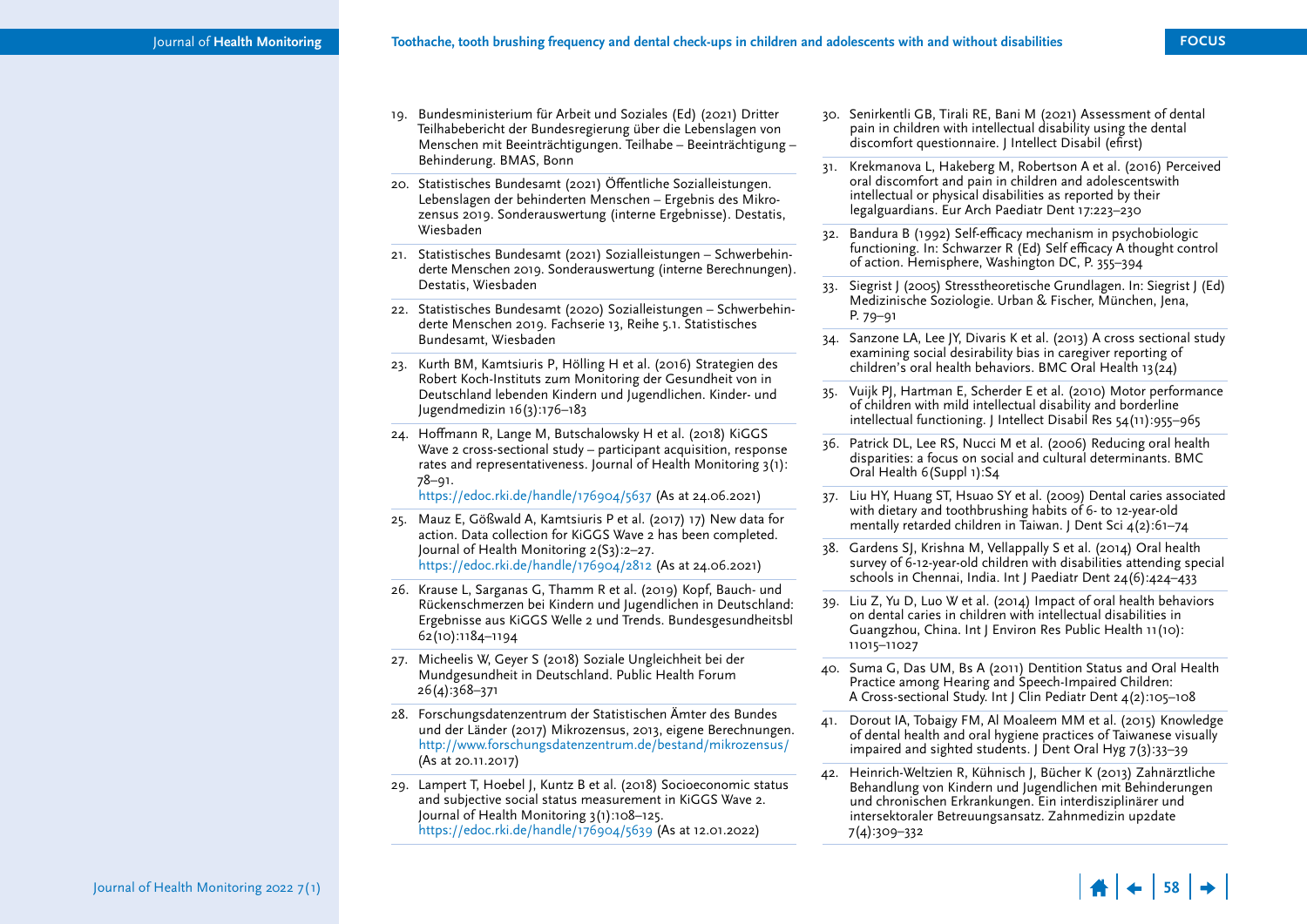19. Bundesministerium für Arbeit und Soziales (Ed) (2021) Dritter Teilhabebericht der Bundesregierung über die Lebenslagen von Menschen mit Beeinträchtigungen. Teilhabe – Beeinträchtigung – Behinderung. BMAS, Bonn
20. Statistisches Bundesamt (2021) Öffentliche Sozialleistungen. Lebenslagen der behinderten Menschen – Ergebnis des Mikrozensus 2019. Sonderauswertung (interne Ergebnisse). Destatis, Wiesbaden
21. Statistisches Bundesamt (2021) Sozialleistungen – Schwerbehinderte Menschen 2019. Sonderauswertung (interne Berechnungen). Destatis, Wiesbaden
22. Statistisches Bundesamt (2020) Sozialleistungen – Schwerbehinderte Menschen 2019. Fachserie 13, Reihe 5.1. Statistisches Bundesamt, Wiesbaden
23. Kurth BM, Kamtsiuris P, Hölling H et al. (2016) Strategien des Robert Koch-Instituts zum Monitoring der Gesundheit von in Deutschland lebenden Kindern und Jugendlichen. Kinder- und Jugendmedizin 16(3):176–183
24. Hoffmann R, Lange M, Butschalowsky H et al. (2018) KiGGS Wave 2 cross-sectional study – participant acquisition, response rates and representativeness. Journal of Health Monitoring 3(1): 78–91. https://edoc.rki.de/handle/176904/5637 (As at 24.06.2021)
25. Mauz E, Gößwald A, Kamtsiuris P et al. (2017) 17) New data for action. Data collection for KiGGS Wave 2 has been completed. Journal of Health Monitoring 2(S3):2–27. https://edoc.rki.de/handle/176904/2812 (As at 24.06.2021)
26. Krause L, Sarganas G, Thamm R et al. (2019) Kopf, Bauch- und Rückenschmerzen bei Kindern und Jugendlichen in Deutschland: Ergebnisse aus KiGGS Welle 2 und Trends. Bundesgesundheitsbl 62(10):1184–1194
27. Micheelis W, Geyer S (2018) Soziale Ungleichheit bei der Mundgesundheit in Deutschland. Public Health Forum 26(4):368–371
28. Forschungsdatenzentrum der Statistischen Ämter des Bundes und der Länder (2017) Mikrozensus, 2013, eigene Berechnungen. http://www.forschungsdatenzentrum.de/bestand/mikrozensus/ (As at 20.11.2017)
29. Lampert T, Hoebel J, Kuntz B et al. (2018) Socioeconomic status and subjective social status measurement in KiGGS Wave 2. Journal of Health Monitoring 3(1):108–125. https://edoc.rki.de/handle/176904/5639 (As at 12.01.2022)
30. Senirkentli GB, Tirali RE, Bani M (2021) Assessment of dental pain in children with intellectual disability using the dental discomfort questionnaire. J Intellect Disabil (efirst)
31. Krekmanova L, Hakeberg M, Robertson A et al. (2016) Perceived oral discomfort and pain in children and adolescentswith intellectual or physical disabilities as reported by their legalguardians. Eur Arch Paediatr Dent 17:223–230
32. Bandura B (1992) Self-efficacy mechanism in psychobiologic functioning. In: Schwarzer R (Ed) Self efficacy A thought control of action. Hemisphere, Washington DC, P. 355–394
33. Siegrist J (2005) Stresstheoretische Grundlagen. In: Siegrist J (Ed) Medizinische Soziologie. Urban & Fischer, München, Jena, P. 79–91
34. Sanzone LA, Lee JY, Divaris K et al. (2013) A cross sectional study examining social desirability bias in caregiver reporting of children's oral health behaviors. BMC Oral Health 13(24)
35. Vuijk PJ, Hartman E, Scherder E et al. (2010) Motor performance of children with mild intellectual disability and borderline intellectual functioning. J Intellect Disabil Res 54(11):955–965
36. Patrick DL, Lee RS, Nucci M et al. (2006) Reducing oral health disparities: a focus on social and cultural determinants. BMC Oral Health 6(Suppl 1):S4
37. Liu HY, Huang ST, Hsuao SY et al. (2009) Dental caries associated with dietary and toothbrushing habits of 6- to 12-year-old mentally retarded children in Taiwan. J Dent Sci 4(2):61–74
38. Gardens SJ, Krishna M, Vellappally S et al. (2014) Oral health survey of 6-12-year-old children with disabilities attending special schools in Chennai, India. Int J Paediatr Dent 24(6):424–433
39. Liu Z, Yu D, Luo W et al. (2014) Impact of oral health behaviors on dental caries in children with intellectual disabilities in Guangzhou, China. Int J Environ Res Public Health 11(10): 11015–11027
40. Suma G, Das UM, Bs A (2011) Dentition Status and Oral Health Practice among Hearing and Speech-Impaired Children: A Cross-sectional Study. Int J Clin Pediatr Dent 4(2):105–108
41. Dorout IA, Tobaigy FM, Al Moaleem MM et al. (2015) Knowledge of dental health and oral hygiene practices of Taiwanese visually impaired and sighted students. J Dent Oral Hyg 7(3):33–39
42. Heinrich-Weltzien R, Kühnisch J, Bücher K (2013) Zahnärztliche Behandlung von Kindern und Jugendlichen mit Behinderungen und chronischen Erkrankungen. Ein interdisziplinärer und intersektoraler Betreuungsansatz. Zahnmedizin up2date 7(4):309–332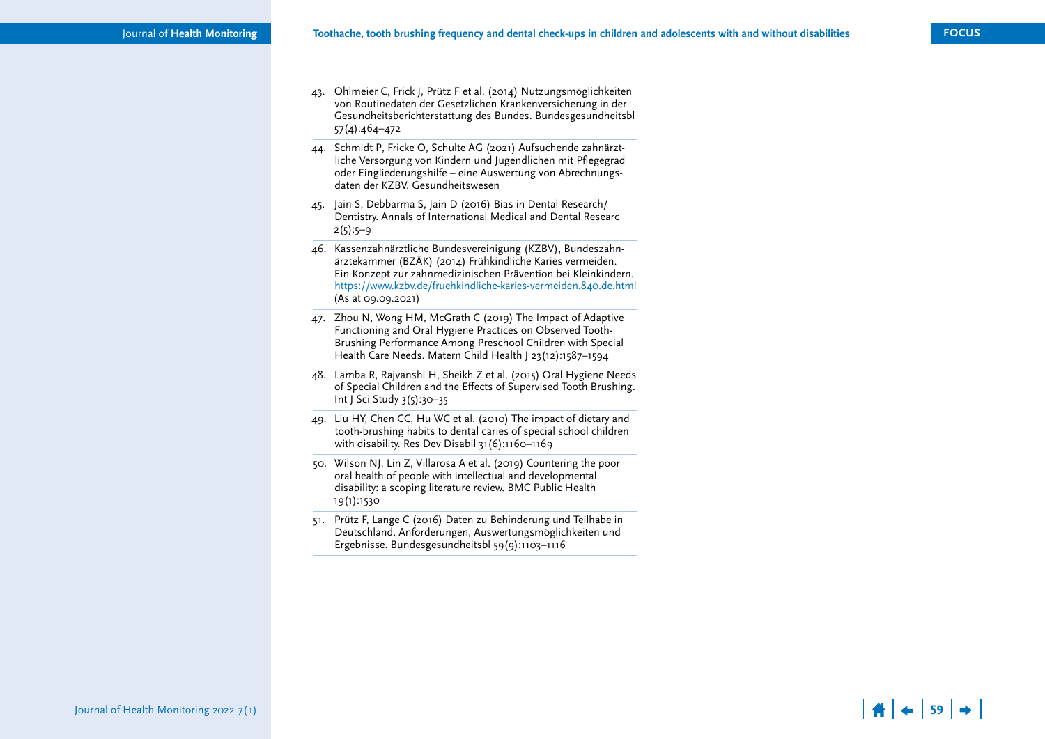43. Ohlmeier C, Frick J, Prütz F et al. (2014) Nutzungsmöglichkeiten von Routinedaten der Gesetzlichen Krankenversicherung in der Gesundheitsberichterstattung des Bundes. Bundesgesundheitsbl 57(4):464–472

44. Schmidt P, Fricke O, Schulte AG (2021) Aufsuchende zahnärztliche Versorgung von Kindern und Jugendlichen mit Pflegegrad oder Eingliederungshilfe – eine Auswertung von Abrechnungsdaten der KZBV. Gesundheitswesen

45. Jain S, Debbarma S, Jain D (2016) Bias in Dental Research/Dentistry. Annals of International Medical and Dental Researc 2(5):5–9

46. Kassenzahnärztliche Bundesvereinigung (KZBV), Bundeszahnärztekammer (BZÄK) (2014) Frühkindliche Karies vermeiden. Ein Konzept zur zahnmedizinischen Prävention bei Kleinkindern. https://www.kzbv.de/fruehkindliche-karies-vermeiden.840.de.html (As at 09.09.2021)

47. Zhou N, Wong HM, McGrath C (2019) The Impact of Adaptive Functioning and Oral Hygiene Practices on Observed Tooth-Brushing Performance Among Preschool Children with Special Health Care Needs. Matern Child Health J 23(12):1587–1594

48. Lamba R, Rajvanshi H, Sheikh Z et al. (2015) Oral Hygiene Needs of Special Children and the Effects of Supervised Tooth Brushing. Int J Sci Study 3(5):30–35

49. Liu HY, Chen CC, Hu WC et al. (2010) The impact of dietary and tooth-brushing habits to dental caries of special school children with disability. Res Dev Disabil 31(6):1160–1169

50. Wilson NJ, Lin Z, Villarosa A et al. (2019) Countering the poor oral health of people with intellectual and developmental disability: a scoping literature review. BMC Public Health 19(1):1530

51. Prütz F, Lange C (2016) Daten zu Behinderung und Teilhabe in Deutschland. Anforderungen, Auswertungsmöglichkeiten und Ergebnisse. Bundesgesundheitsbl 59(9):1103–1116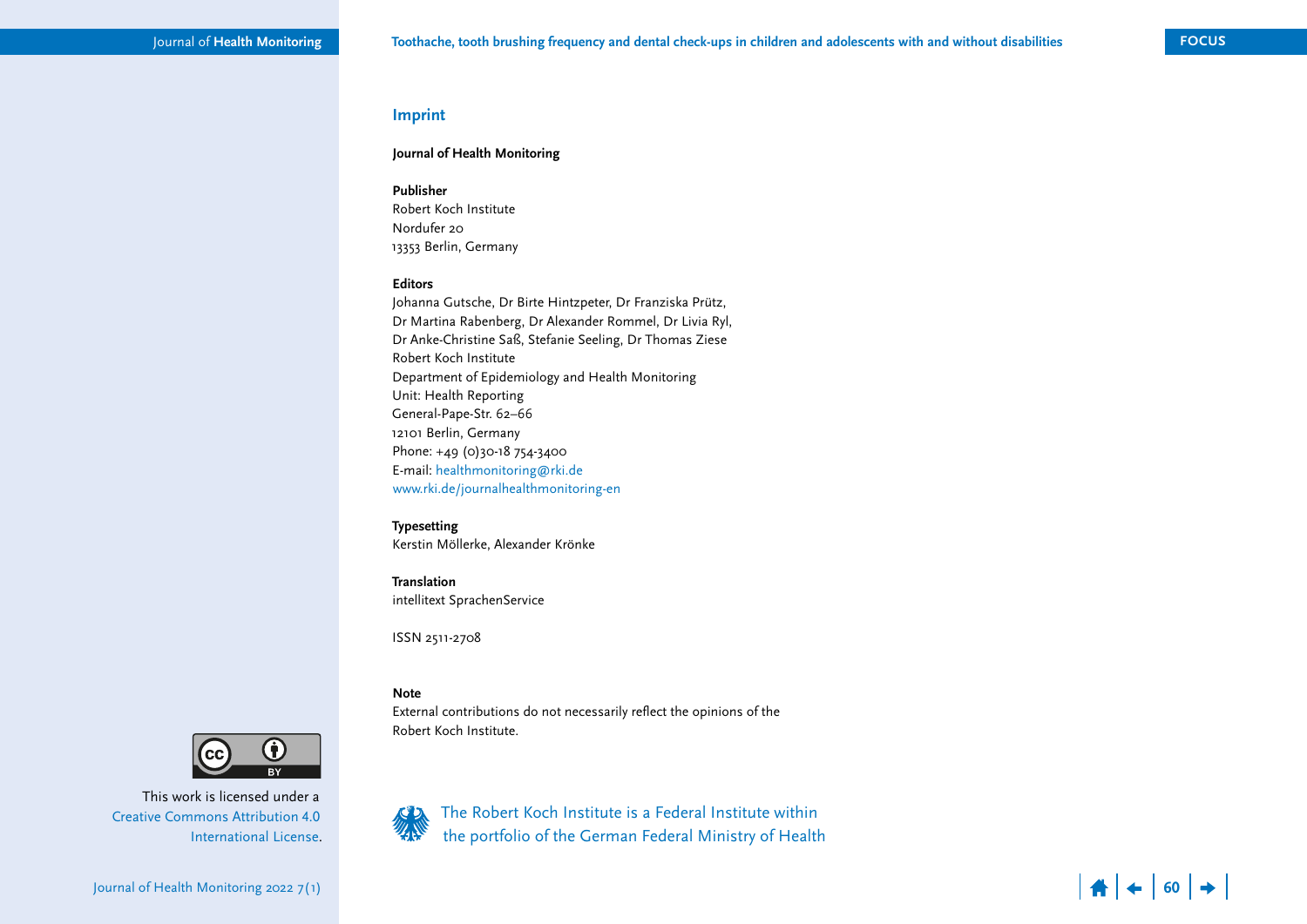# Imprint

**Journal of Health Monitoring**

**Publisher**
Robert Koch Institute
Nordufer 20
13353 Berlin, Germany

**Editors**
Johanna Gutsche, Dr Birte Hintzpeter, Dr Franziska Prütz, Dr Martina Rabenberg, Dr Alexander Rommel, Dr Livia Ryl, Dr Anke-Christine Saß, Stefanie Seeling, Dr Thomas Ziese
Robert Koch Institute
Department of Epidemiology and Health Monitoring
Unit: Health Reporting
General-Pape-Str. 62–66
12101 Berlin, Germany
Phone: +49 (0)30-18 754-3400
E-mail: healthmonitoring@rki.de
www.rki.de/journalhealthmonitoring-en

**Typesetting**
Kerstin Möllerke, Alexander Krönke

**Translation**
intellitext SprachenService

ISSN 2511-2708

**Note**
External contributions do not necessarily reflect the opinions of the Robert Koch Institute.

This work is licensed under a Creative Commons Attribution 4.0 International License.

The Robert Koch Institute is a Federal Institute within the portfolio of the German Federal Ministry of Health